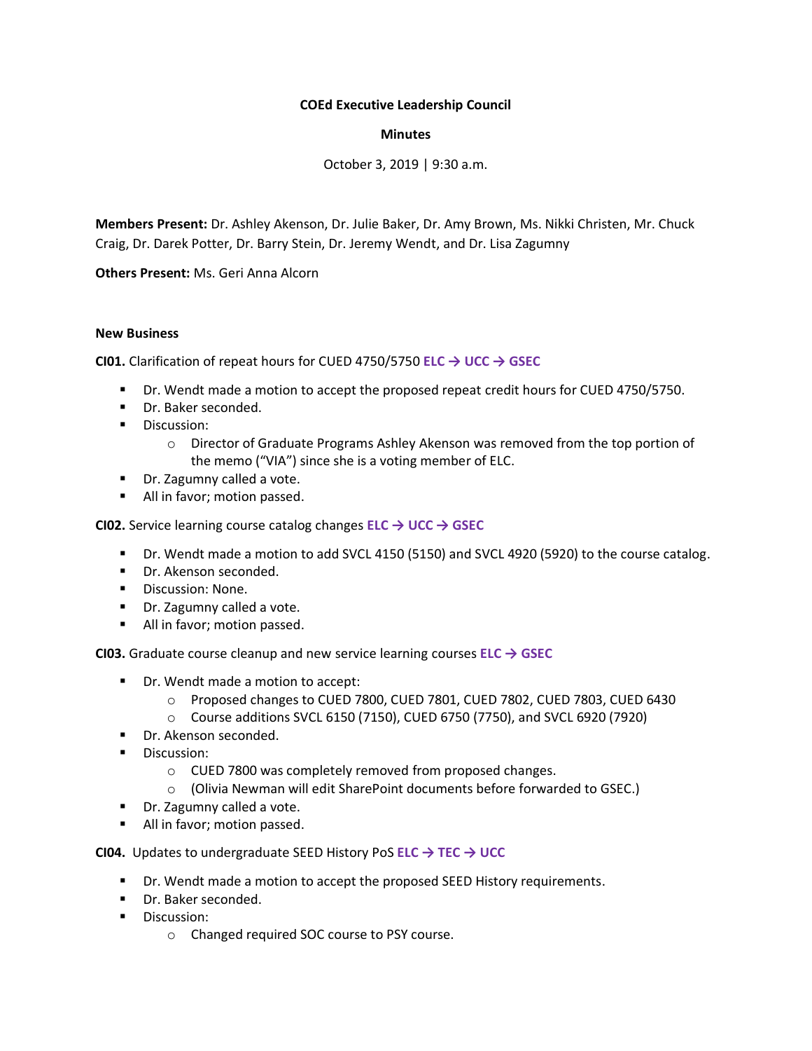**COEd Executive Leadership Council**

**Minutes**

October 3, 2019 | 9:30 a.m.

**Members Present:** Dr. Ashley Akenson, Dr. Julie Baker, Dr. Amy Brown, Ms. Nikki Christen, Mr. Chuck Craig, Dr. Darek Potter, Dr. Barry Stein, Dr. Jeremy Wendt, and Dr. Lisa Zagumny

**Others Present:** Ms. Geri Anna Alcorn

**New Business**

**CI01.** Clarification of repeat hours for CUED 4750/5750 **ELC → UCC → GSEC**

- Dr. Wendt made a motion to accept the proposed repeat credit hours for CUED 4750/5750.
- Dr. Baker seconded.
- Discussion:
  - Director of Graduate Programs Ashley Akenson was removed from the top portion of the memo ("VIA") since she is a voting member of ELC.
- Dr. Zagumny called a vote.
- All in favor; motion passed.

**CI02.** Service learning course catalog changes **ELC → UCC → GSEC**

- Dr. Wendt made a motion to add SVCL 4150 (5150) and SVCL 4920 (5920) to the course catalog.
- Dr. Akenson seconded.
- Discussion: None.
- Dr. Zagumny called a vote.
- All in favor; motion passed.

**CI03.** Graduate course cleanup and new service learning courses **ELC → GSEC**

- Dr. Wendt made a motion to accept:
  - Proposed changes to CUED 7800, CUED 7801, CUED 7802, CUED 7803, CUED 6430
  - Course additions SVCL 6150 (7150), CUED 6750 (7750), and SVCL 6920 (7920)
- Dr. Akenson seconded.
- Discussion:
  - CUED 7800 was completely removed from proposed changes.
  - (Olivia Newman will edit SharePoint documents before forwarded to GSEC.)
- Dr. Zagumny called a vote.
- All in favor; motion passed.

**CI04.** Updates to undergraduate SEED History PoS **ELC → TEC → UCC**

- Dr. Wendt made a motion to accept the proposed SEED History requirements.
- Dr. Baker seconded.
- Discussion:
  - Changed required SOC course to PSY course.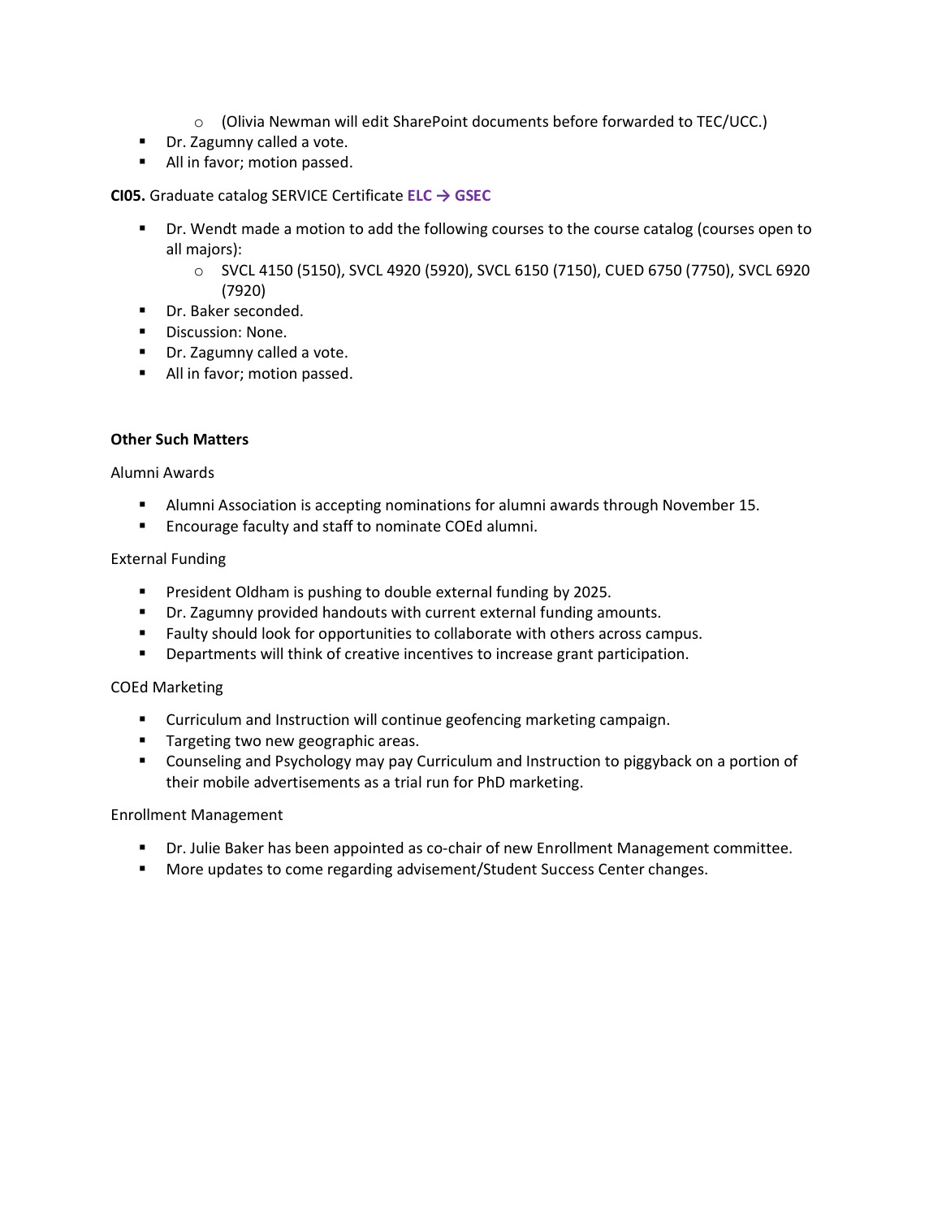- (Olivia Newman will edit SharePoint documents before forwarded to TEC/UCC.)
- Dr. Zagumny called a vote.
- All in favor; motion passed.

**CI05.** Graduate catalog SERVICE Certificate **ELC → GSEC**

- Dr. Wendt made a motion to add the following courses to the course catalog (courses open to all majors):
  - SVCL 4150 (5150), SVCL 4920 (5920), SVCL 6150 (7150), CUED 6750 (7750), SVCL 6920 (7920)
- Dr. Baker seconded.
- Discussion: None.
- Dr. Zagumny called a vote.
- All in favor; motion passed.

**Other Such Matters**

Alumni Awards

- Alumni Association is accepting nominations for alumni awards through November 15.
- Encourage faculty and staff to nominate COEd alumni.

External Funding

- President Oldham is pushing to double external funding by 2025.
- Dr. Zagumny provided handouts with current external funding amounts.
- Faulty should look for opportunities to collaborate with others across campus.
- Departments will think of creative incentives to increase grant participation.

COEd Marketing

- Curriculum and Instruction will continue geofencing marketing campaign.
- Targeting two new geographic areas.
- Counseling and Psychology may pay Curriculum and Instruction to piggyback on a portion of their mobile advertisements as a trial run for PhD marketing.

Enrollment Management

- Dr. Julie Baker has been appointed as co-chair of new Enrollment Management committee.
- More updates to come regarding advisement/Student Success Center changes.